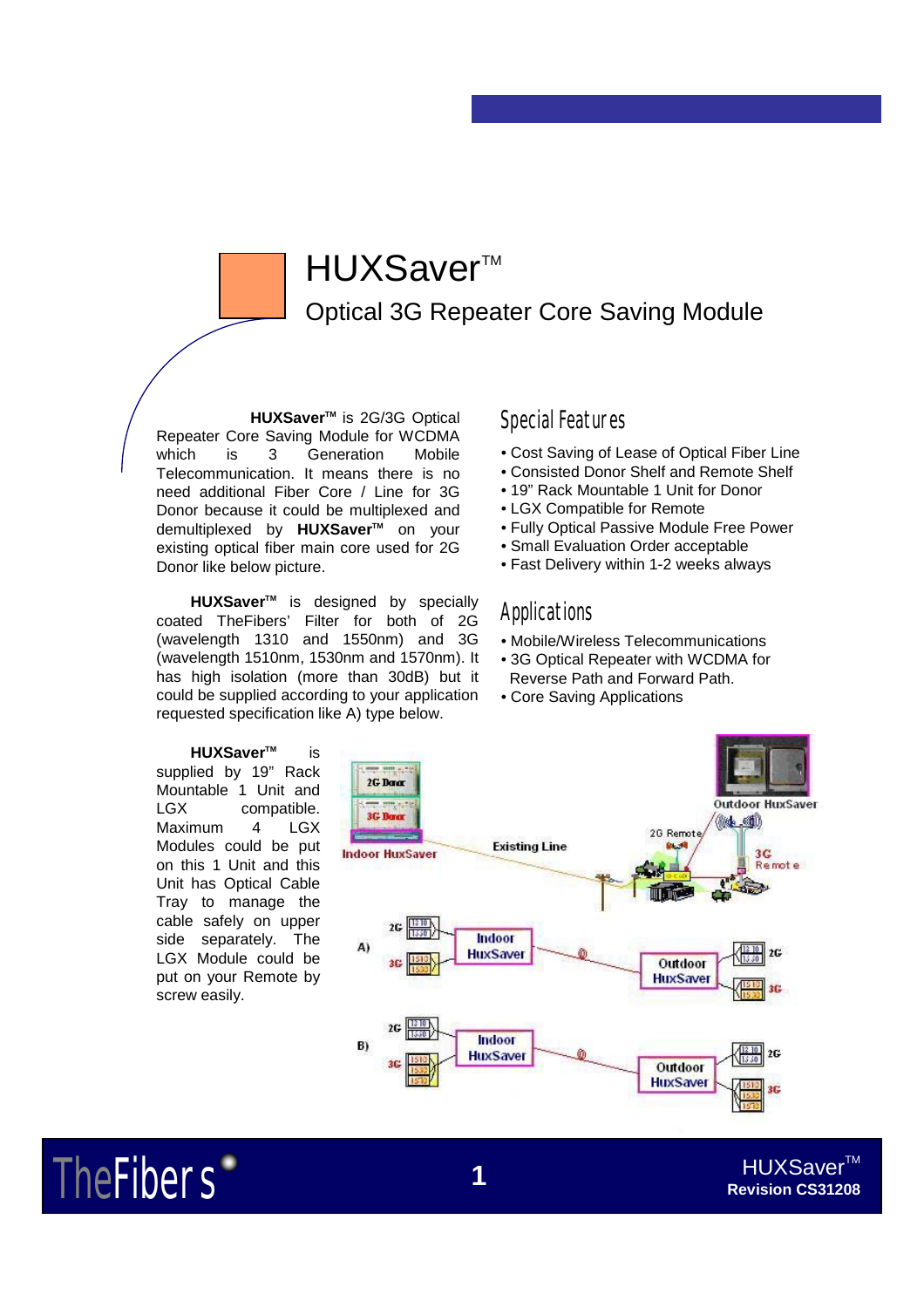# HUXSaver™

## Optical 3G Repeater Core Saving Module

**HUXSaver™** is 2G/3G Optical Repeater Core Saving Module for WCDMA which is 3 Generation Mobile Telecommunication. It means there is no need additional Fiber Core / Line for 3G Donor because it could be multiplexed and demultiplexed by **HUXSaver™** on your existing optical fiber main core used for 2G Donor like below picture.

**HUXSaver™** is designed by specially coated TheFibers' Filter for both of 2G (wavelength 1310 and 1550nm) and 3G (wavelength 1510nm, 1530nm and 1570nm). It has high isolation (more than 30dB) but it could be supplied according to your application requested specification like A) type below.

**HUXSaver™** is supplied by 19" Rack Mountable 1 Unit and LGX compatible. Maximum 4 LGX Modules could be put on this 1 Unit and this Unit has Optical Cable Tray to manage the cable safely on upper side separately. The LGX Module could be put on your Remote by screw easily.

## Special Features

- Cost Saving of Lease of Optical Fiber Line
- Consisted Donor Shelf and Remote Shelf
- 19" Rack Mountable 1 Unit for Donor
- LGX Compatible for Remote
- Fully Optical Passive Module Free Power
- Small Evaluation Order acceptable
- Fast Delivery within 1-2 weeks always

## Applications

- Mobile/Wireless Telecommunications
- 3G Optical Repeater with WCDMA for Reverse Path and Forward Path.
- Core Saving Applications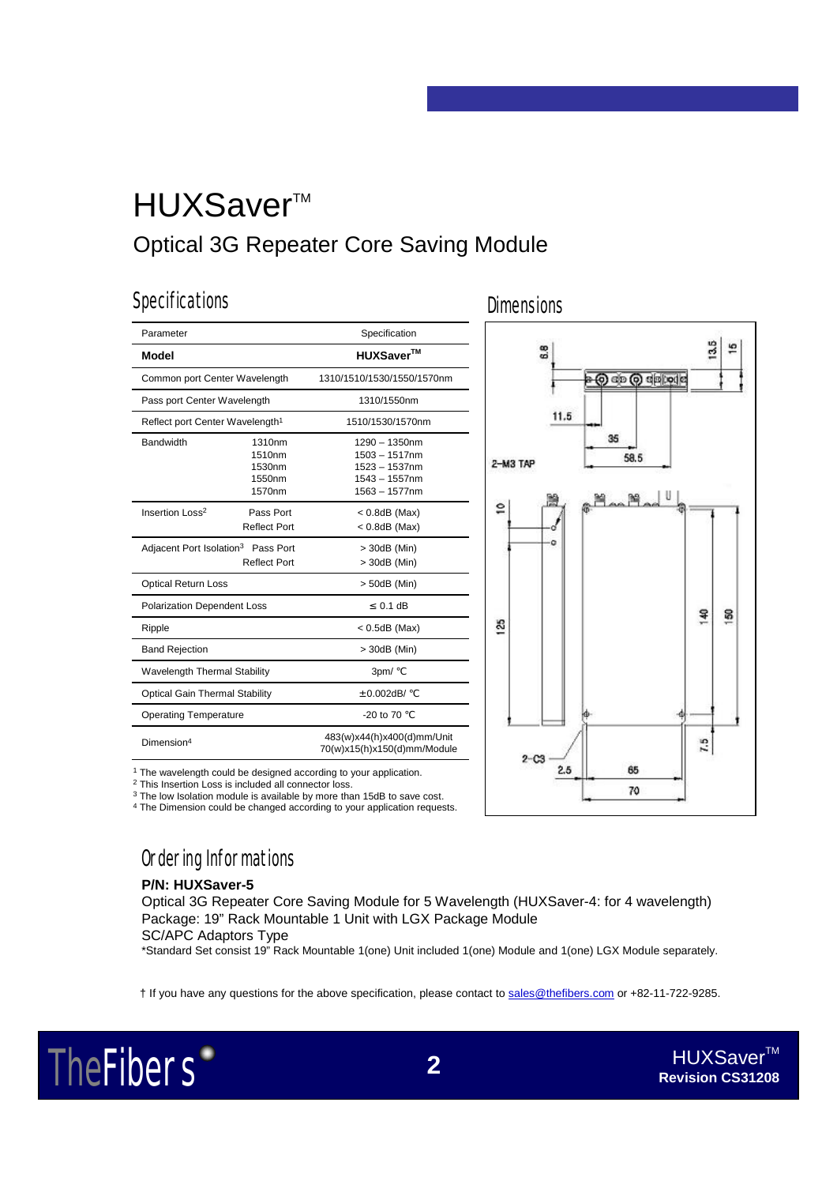# HUXSaver™

## Optical 3G Repeater Core Saving Module

### Specifications

| Parameter | | Specification |
|---|---|---|
| **Model** | | **HUXSaver™** |
| Common port Center Wavelength | | 1310/1510/1530/1550/1570nm |
| Pass port Center Wavelength | | 1310/1550nm |
| Reflect port Center Wavelength[1] | | 1510/1530/1570nm |
| Bandwidth | 1310nm<br>1510nm<br>1530nm<br>1550nm<br>1570nm | 1290 – 1350nm<br>1503 – 1517nm<br>1523 – 1537nm<br>1543 – 1557nm<br>1563 – 1577nm |
| Insertion Loss[2] | Pass Port<br>Reflect Port | < 0.8dB (Max)<br>< 0.8dB (Max) |
| Adjacent Port Isolation[3] | Pass Port<br>Reflect Port | > 30dB (Min)<br>> 30dB (Min) |
| Optical Return Loss | | > 50dB (Min) |
| Polarization Dependent Loss | | ≤ 0.1 dB |
| Ripple | | < 0.5dB (Max) |
| Band Rejection | | > 30dB (Min) |
| Wavelength Thermal Stability | | 3pm/ ℃ |
| Optical Gain Thermal Stability | | ±0.002dB/ ℃ |
| Operating Temperature | | -20 to 70 ℃ |
| Dimension[4] | | 483(w)x44(h)x400(d)mm/Unit<br>70(w)x15(h)x150(d)mm/Module |

[1] The wavelength could be designed according to your application.
[2] This Insertion Loss is included all connector loss.
[3] The low Isolation module is available by more than 15dB to save cost.
[4] The Dimension could be changed according to your application requests.

### Dimensions

6.8
13.5
15
11.5
35
58.5
2-M3 TAP
10
125
140
150
7.5
2-C3
2.5
65
70

### Ordering Informations

**P/N: HUXSaver-5**
Optical 3G Repeater Core Saving Module for 5 Wavelength (HUXSaver-4: for 4 wavelength)
Package: 19" Rack Mountable 1 Unit with LGX Package Module
SC/APC Adaptors Type
*Standard Set consist 19" Rack Mountable 1(one) Unit included 1(one) Module and 1(one) LGX Module separately.

† If you have any questions for the above specification, please contact to sales@thefibers.com or +82-11-722-9285.